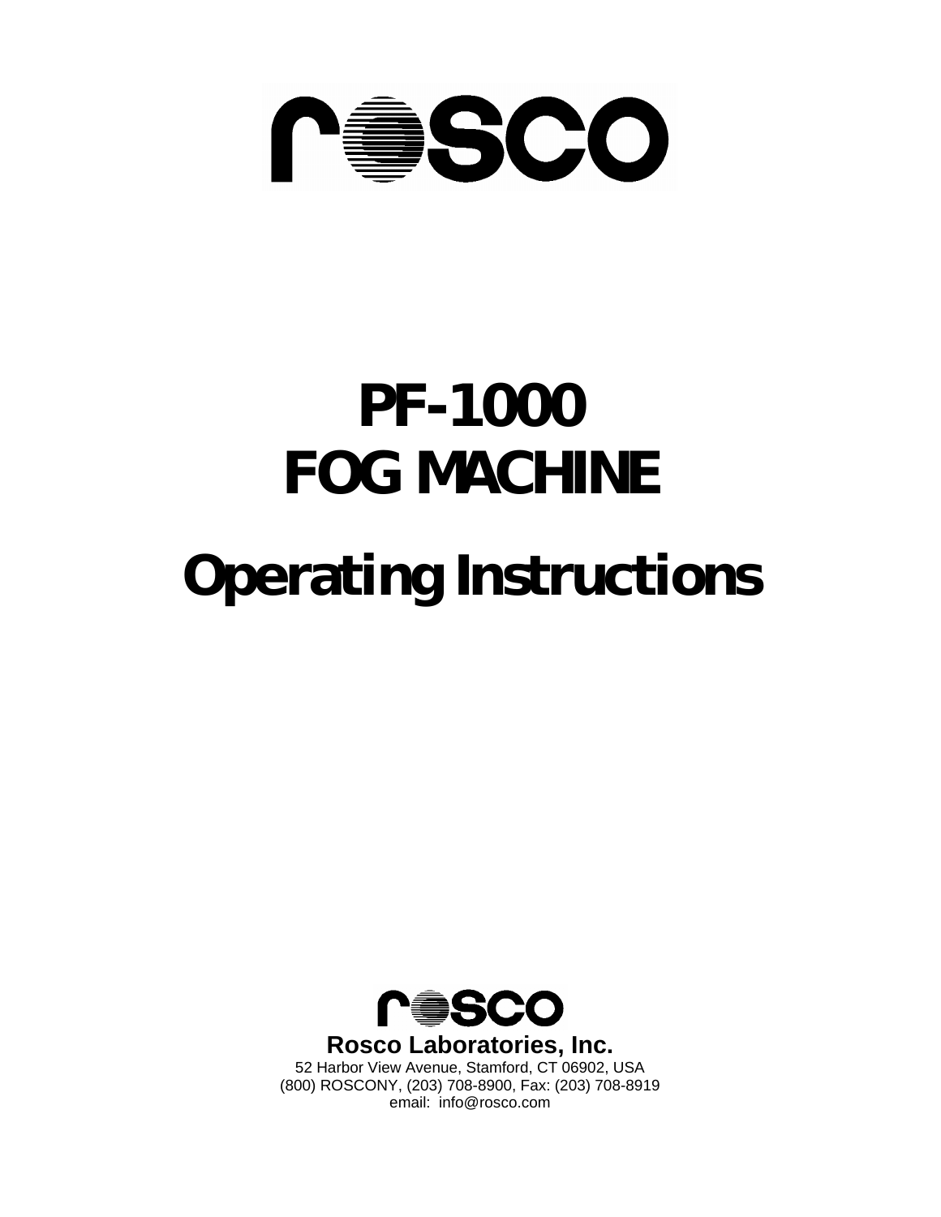rosco

# PF-1000
# FOG MACHINE

# Operating Instructions

rosco

**Rosco Laboratories, Inc.**
52 Harbor View Avenue, Stamford, CT 06902, USA
(800) ROSCONY, (203) 708-8900, Fax: (203) 708-8919
email: info@rosco.com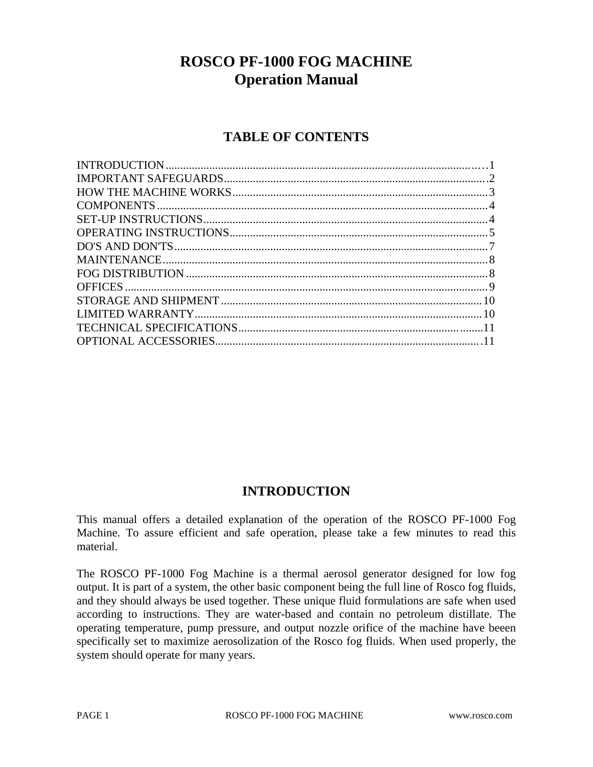# ROSCO PF-1000 FOG MACHINE
# Operation Manual

## TABLE OF CONTENTS

| | |
|---|---|
| INTRODUCTION | 1 |
| IMPORTANT SAFEGUARDS | 2 |
| HOW THE MACHINE WORKS | 3 |
| COMPONENTS | 4 |
| SET-UP INSTRUCTIONS | 4 |
| OPERATING INSTRUCTIONS | 5 |
| DO'S AND DON'TS | 7 |
| MAINTENANCE | 8 |
| FOG DISTRIBUTION | 8 |
| OFFICES | 9 |
| STORAGE AND SHIPMENT | 10 |
| LIMITED WARRANTY | 10 |
| TECHNICAL SPECIFICATIONS | 11 |
| OPTIONAL ACCESSORIES | 11 |

## INTRODUCTION

This manual offers a detailed explanation of the operation of the ROSCO PF-1000 Fog Machine. To assure efficient and safe operation, please take a few minutes to read this material.

The ROSCO PF-1000 Fog Machine is a thermal aerosol generator designed for low fog output. It is part of a system, the other basic component being the full line of Rosco fog fluids, and they should always be used together. These unique fluid formulations are safe when used according to instructions. They are water-based and contain no petroleum distillate. The operating temperature, pump pressure, and output nozzle orifice of the machine have beeen specifically set to maximize aerosolization of the Rosco fog fluids. When used properly, the system should operate for many years.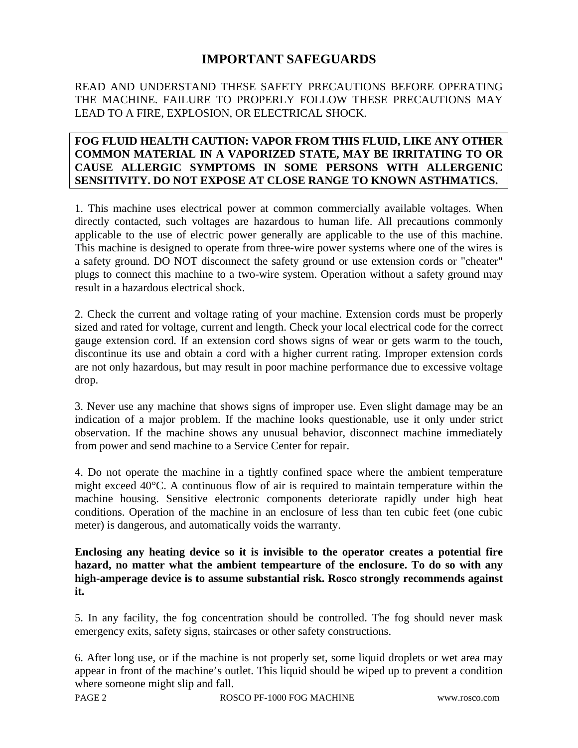# IMPORTANT SAFEGUARDS

READ AND UNDERSTAND THESE SAFETY PRECAUTIONS BEFORE OPERATING THE MACHINE. FAILURE TO PROPERLY FOLLOW THESE PRECAUTIONS MAY LEAD TO A FIRE, EXPLOSION, OR ELECTRICAL SHOCK.

**FOG FLUID HEALTH CAUTION: VAPOR FROM THIS FLUID, LIKE ANY OTHER COMMON MATERIAL IN A VAPORIZED STATE, MAY BE IRRITATING TO OR CAUSE ALLERGIC SYMPTOMS IN SOME PERSONS WITH ALLERGENIC SENSITIVITY. DO NOT EXPOSE AT CLOSE RANGE TO KNOWN ASTHMATICS.**

1. This machine uses electrical power at common commercially available voltages. When directly contacted, such voltages are hazardous to human life. All precautions commonly applicable to the use of electric power generally are applicable to the use of this machine. This machine is designed to operate from three-wire power systems where one of the wires is a safety ground. DO NOT disconnect the safety ground or use extension cords or "cheater" plugs to connect this machine to a two-wire system. Operation without a safety ground may result in a hazardous electrical shock.

2. Check the current and voltage rating of your machine. Extension cords must be properly sized and rated for voltage, current and length. Check your local electrical code for the correct gauge extension cord. If an extension cord shows signs of wear or gets warm to the touch, discontinue its use and obtain a cord with a higher current rating. Improper extension cords are not only hazardous, but may result in poor machine performance due to excessive voltage drop.

3. Never use any machine that shows signs of improper use. Even slight damage may be an indication of a major problem. If the machine looks questionable, use it only under strict observation. If the machine shows any unusual behavior, disconnect machine immediately from power and send machine to a Service Center for repair.

4. Do not operate the machine in a tightly confined space where the ambient temperature might exceed 40°C. A continuous flow of air is required to maintain temperature within the machine housing. Sensitive electronic components deteriorate rapidly under high heat conditions. Operation of the machine in an enclosure of less than ten cubic feet (one cubic meter) is dangerous, and automatically voids the warranty.

**Enclosing any heating device so it is invisible to the operator creates a potential fire hazard, no matter what the ambient tempearture of the enclosure. To do so with any high-amperage device is to assume substantial risk. Rosco strongly recommends against it.**

5. In any facility, the fog concentration should be controlled. The fog should never mask emergency exits, safety signs, staircases or other safety constructions.

6. After long use, or if the machine is not properly set, some liquid droplets or wet area may appear in front of the machine's outlet. This liquid should be wiped up to prevent a condition where someone might slip and fall.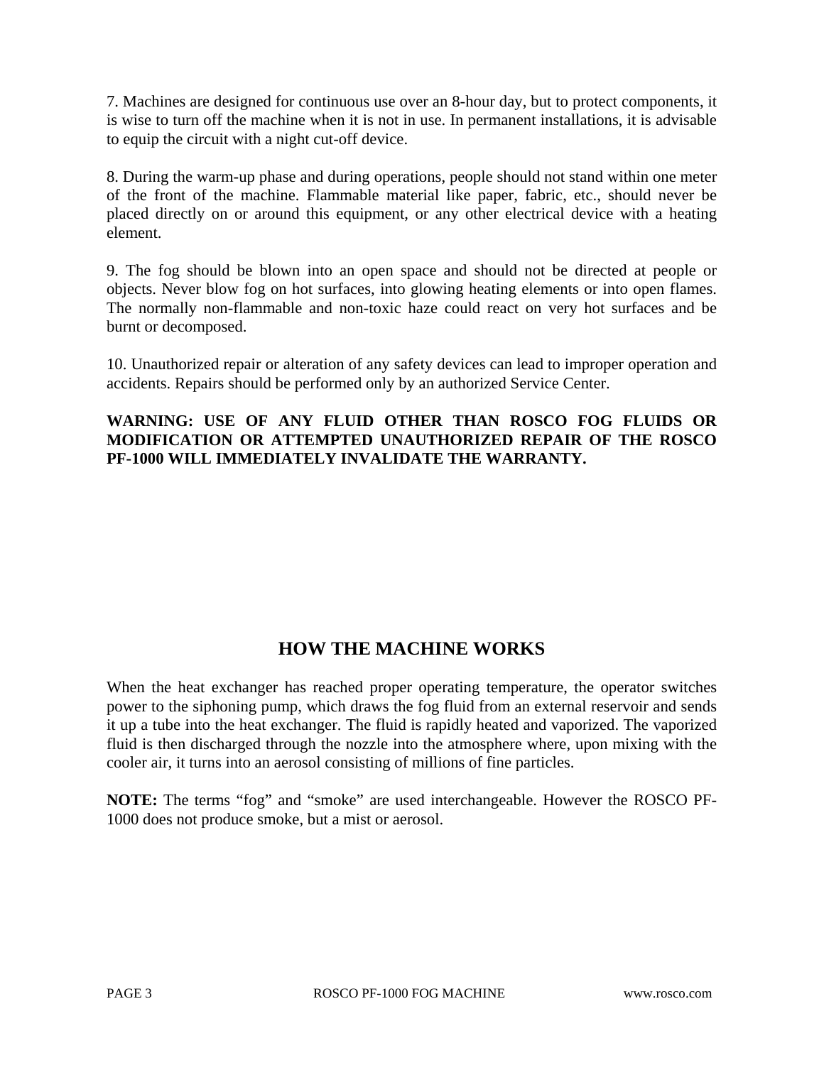7. Machines are designed for continuous use over an 8-hour day, but to protect components, it is wise to turn off the machine when it is not in use. In permanent installations, it is advisable to equip the circuit with a night cut-off device.

8. During the warm-up phase and during operations, people should not stand within one meter of the front of the machine. Flammable material like paper, fabric, etc., should never be placed directly on or around this equipment, or any other electrical device with a heating element.

9. The fog should be blown into an open space and should not be directed at people or objects. Never blow fog on hot surfaces, into glowing heating elements or into open flames. The normally non-flammable and non-toxic haze could react on very hot surfaces and be burnt or decomposed.

10. Unauthorized repair or alteration of any safety devices can lead to improper operation and accidents. Repairs should be performed only by an authorized Service Center.

**WARNING: USE OF ANY FLUID OTHER THAN ROSCO FOG FLUIDS OR MODIFICATION OR ATTEMPTED UNAUTHORIZED REPAIR OF THE ROSCO PF-1000 WILL IMMEDIATELY INVALIDATE THE WARRANTY.**

## HOW THE MACHINE WORKS

When the heat exchanger has reached proper operating temperature, the operator switches power to the siphoning pump, which draws the fog fluid from an external reservoir and sends it up a tube into the heat exchanger. The fluid is rapidly heated and vaporized. The vaporized fluid is then discharged through the nozzle into the atmosphere where, upon mixing with the cooler air, it turns into an aerosol consisting of millions of fine particles.

**NOTE:** The terms “fog” and “smoke” are used interchangeable. However the ROSCO PF-1000 does not produce smoke, but a mist or aerosol.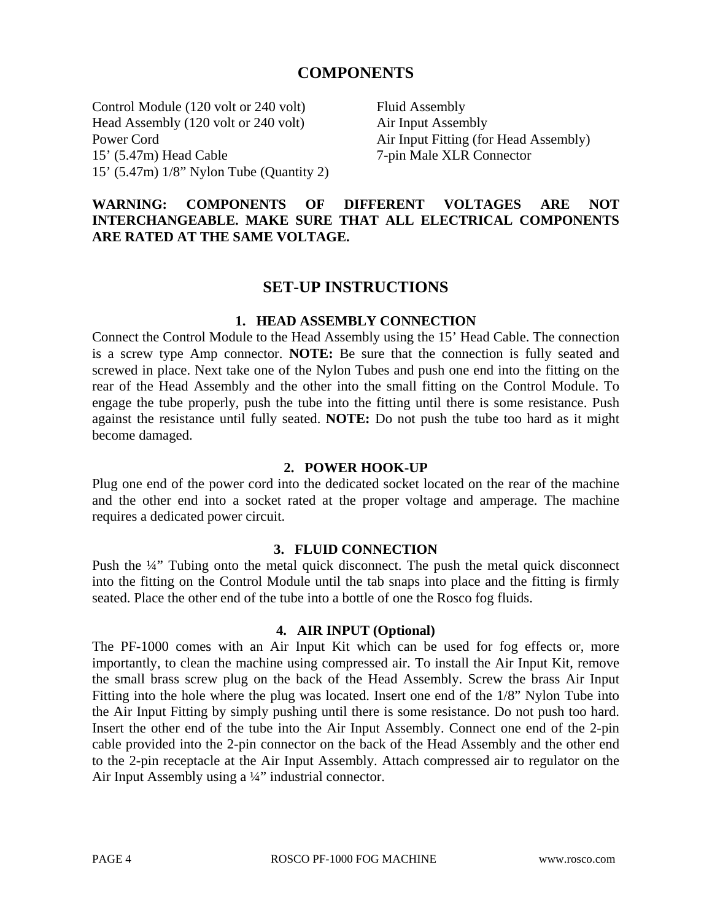## COMPONENTS

Control Module (120 volt or 240 volt)
Head Assembly (120 volt or 240 volt)
Power Cord
15' (5.47m) Head Cable
15' (5.47m) 1/8" Nylon Tube (Quantity 2)
Fluid Assembly
Air Input Assembly
Air Input Fitting (for Head Assembly)
7-pin Male XLR Connector

**WARNING: COMPONENTS OF DIFFERENT VOLTAGES ARE NOT INTERCHANGEABLE. MAKE SURE THAT ALL ELECTRICAL COMPONENTS ARE RATED AT THE SAME VOLTAGE.**

## SET-UP INSTRUCTIONS

### 1. HEAD ASSEMBLY CONNECTION

Connect the Control Module to the Head Assembly using the 15' Head Cable. The connection is a screw type Amp connector. **NOTE:** Be sure that the connection is fully seated and screwed in place. Next take one of the Nylon Tubes and push one end into the fitting on the rear of the Head Assembly and the other into the small fitting on the Control Module. To engage the tube properly, push the tube into the fitting until there is some resistance. Push against the resistance until fully seated. **NOTE:** Do not push the tube too hard as it might become damaged.

### 2. POWER HOOK-UP

Plug one end of the power cord into the dedicated socket located on the rear of the machine and the other end into a socket rated at the proper voltage and amperage. The machine requires a dedicated power circuit.

### 3. FLUID CONNECTION

Push the ¼" Tubing onto the metal quick disconnect. The push the metal quick disconnect into the fitting on the Control Module until the tab snaps into place and the fitting is firmly seated. Place the other end of the tube into a bottle of one the Rosco fog fluids.

### 4. AIR INPUT (Optional)

The PF-1000 comes with an Air Input Kit which can be used for fog effects or, more importantly, to clean the machine using compressed air. To install the Air Input Kit, remove the small brass screw plug on the back of the Head Assembly. Screw the brass Air Input Fitting into the hole where the plug was located. Insert one end of the 1/8" Nylon Tube into the Air Input Fitting by simply pushing until there is some resistance. Do not push too hard. Insert the other end of the tube into the Air Input Assembly. Connect one end of the 2-pin cable provided into the 2-pin connector on the back of the Head Assembly and the other end to the 2-pin receptacle at the Air Input Assembly. Attach compressed air to regulator on the Air Input Assembly using a ¼" industrial connector.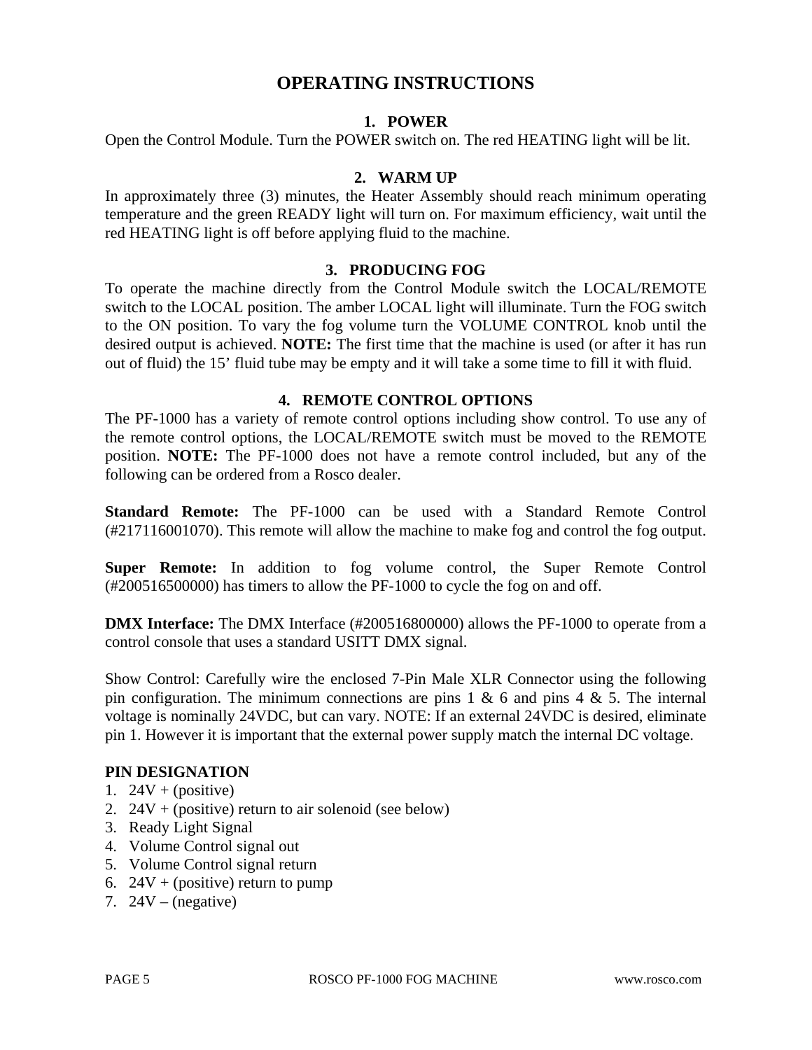# OPERATING INSTRUCTIONS

## 1. POWER

Open the Control Module. Turn the POWER switch on. The red HEATING light will be lit.

## 2. WARM UP

In approximately three (3) minutes, the Heater Assembly should reach minimum operating temperature and the green READY light will turn on. For maximum efficiency, wait until the red HEATING light is off before applying fluid to the machine.

## 3. PRODUCING FOG

To operate the machine directly from the Control Module switch the LOCAL/REMOTE switch to the LOCAL position. The amber LOCAL light will illuminate. Turn the FOG switch to the ON position. To vary the fog volume turn the VOLUME CONTROL knob until the desired output is achieved. **NOTE:** The first time that the machine is used (or after it has run out of fluid) the 15' fluid tube may be empty and it will take a some time to fill it with fluid.

## 4. REMOTE CONTROL OPTIONS

The PF-1000 has a variety of remote control options including show control. To use any of the remote control options, the LOCAL/REMOTE switch must be moved to the REMOTE position. **NOTE:** The PF-1000 does not have a remote control included, but any of the following can be ordered from a Rosco dealer.

**Standard Remote:** The PF-1000 can be used with a Standard Remote Control (#217116001070). This remote will allow the machine to make fog and control the fog output.

**Super Remote:** In addition to fog volume control, the Super Remote Control (#200516500000) has timers to allow the PF-1000 to cycle the fog on and off.

**DMX Interface:** The DMX Interface (#200516800000) allows the PF-1000 to operate from a control console that uses a standard USITT DMX signal.

Show Control: Carefully wire the enclosed 7-Pin Male XLR Connector using the following pin configuration. The minimum connections are pins 1 & 6 and pins 4 & 5. The internal voltage is nominally 24VDC, but can vary. NOTE: If an external 24VDC is desired, eliminate pin 1. However it is important that the external power supply match the internal DC voltage.

**PIN DESIGNATION**

1. 24V + (positive)
2. 24V + (positive) return to air solenoid (see below)
3. Ready Light Signal
4. Volume Control signal out
5. Volume Control signal return
6. 24V + (positive) return to pump
7. 24V – (negative)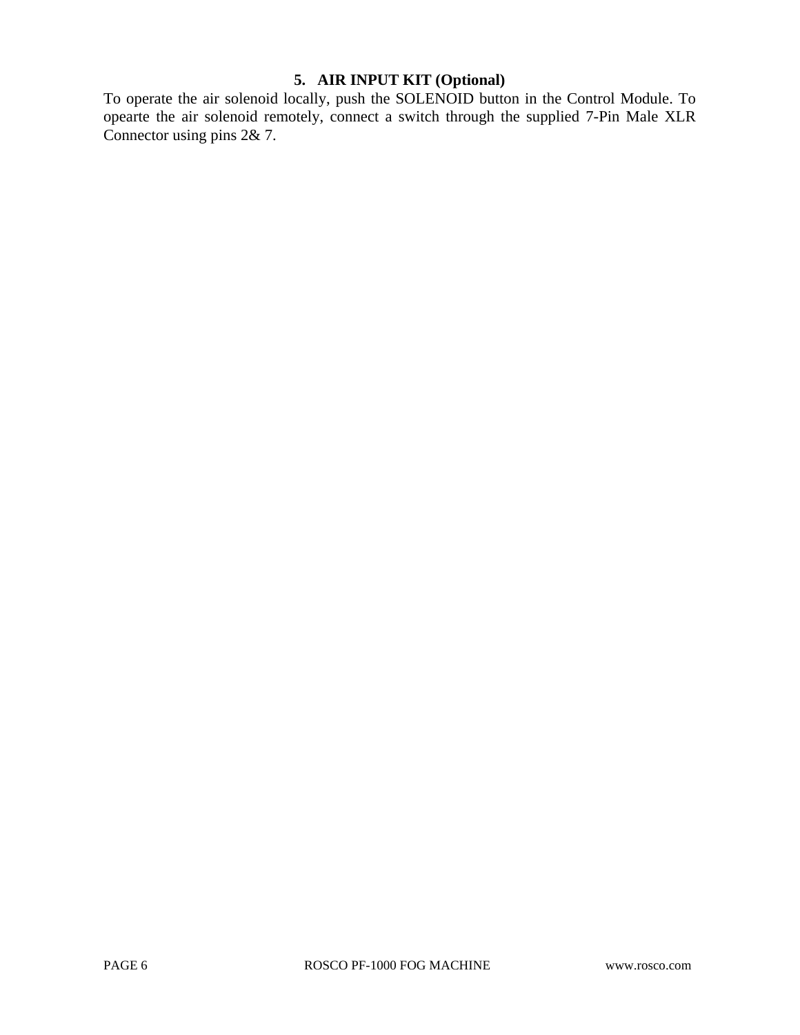## 5. AIR INPUT KIT (Optional)

To operate the air solenoid locally, push the SOLENOID button in the Control Module. To opearte the air solenoid remotely, connect a switch through the supplied 7-Pin Male XLR Connector using pins 2& 7.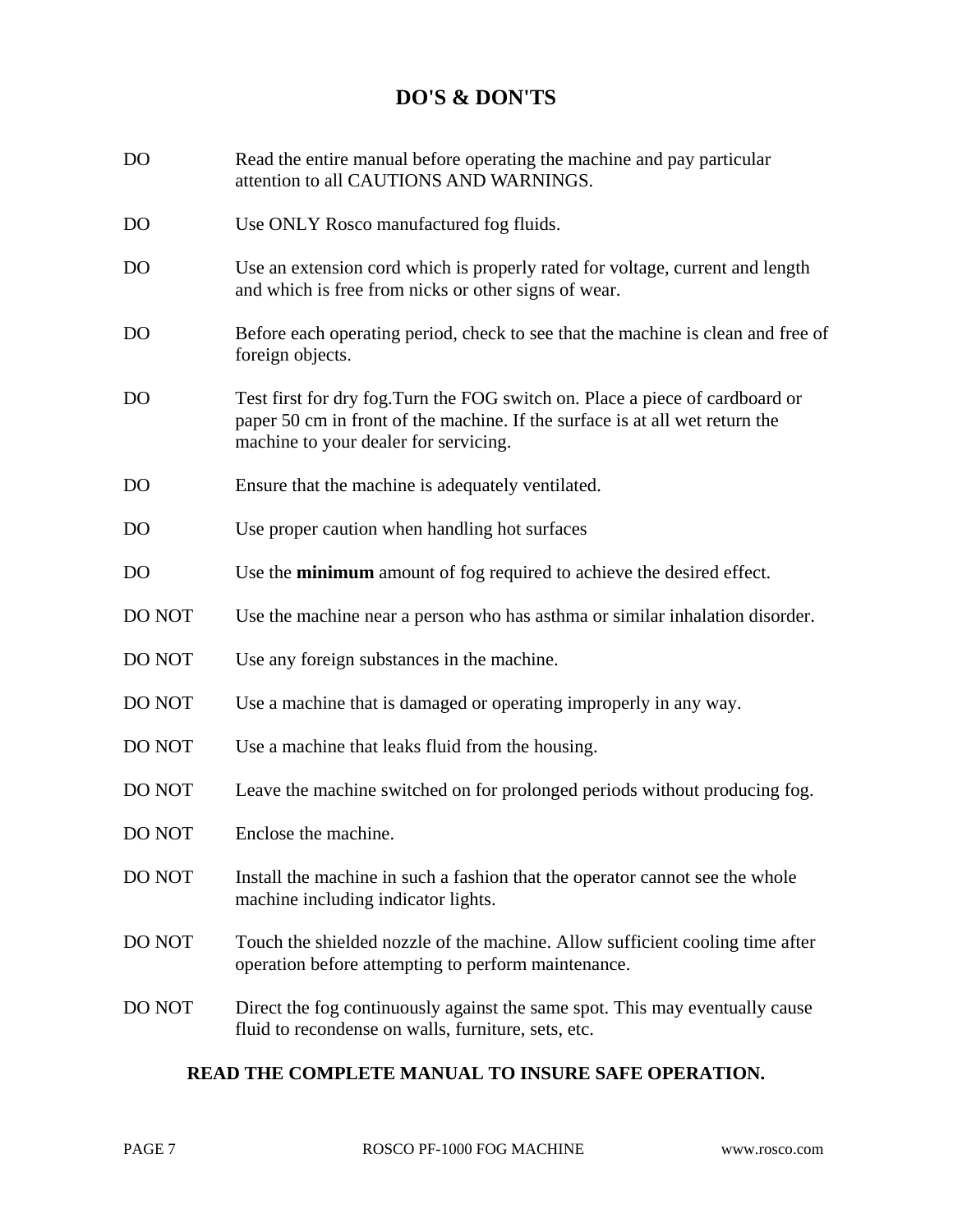# DO'S & DON'TS

| | |
|---|---|
| DO | Read the entire manual before operating the machine and pay particular attention to all CAUTIONS AND WARNINGS. |
| DO | Use ONLY Rosco manufactured fog fluids. |
| DO | Use an extension cord which is properly rated for voltage, current and length and which is free from nicks or other signs of wear. |
| DO | Before each operating period, check to see that the machine is clean and free of foreign objects. |
| DO | Test first for dry fog.Turn the FOG switch on. Place a piece of cardboard or paper 50 cm in front of the machine. If the surface is at all wet return the machine to your dealer for servicing. |
| DO | Ensure that the machine is adequately ventilated. |
| DO | Use proper caution when handling hot surfaces |
| DO | Use the **minimum** amount of fog required to achieve the desired effect. |
| DO NOT | Use the machine near a person who has asthma or similar inhalation disorder. |
| DO NOT | Use any foreign substances in the machine. |
| DO NOT | Use a machine that is damaged or operating improperly in any way. |
| DO NOT | Use a machine that leaks fluid from the housing. |
| DO NOT | Leave the machine switched on for prolonged periods without producing fog. |
| DO NOT | Enclose the machine. |
| DO NOT | Install the machine in such a fashion that the operator cannot see the whole machine including indicator lights. |
| DO NOT | Touch the shielded nozzle of the machine. Allow sufficient cooling time after operation before attempting to perform maintenance. |
| DO NOT | Direct the fog continuously against the same spot. This may eventually cause fluid to recondense on walls, furniture, sets, etc. |

**READ THE COMPLETE MANUAL TO INSURE SAFE OPERATION.**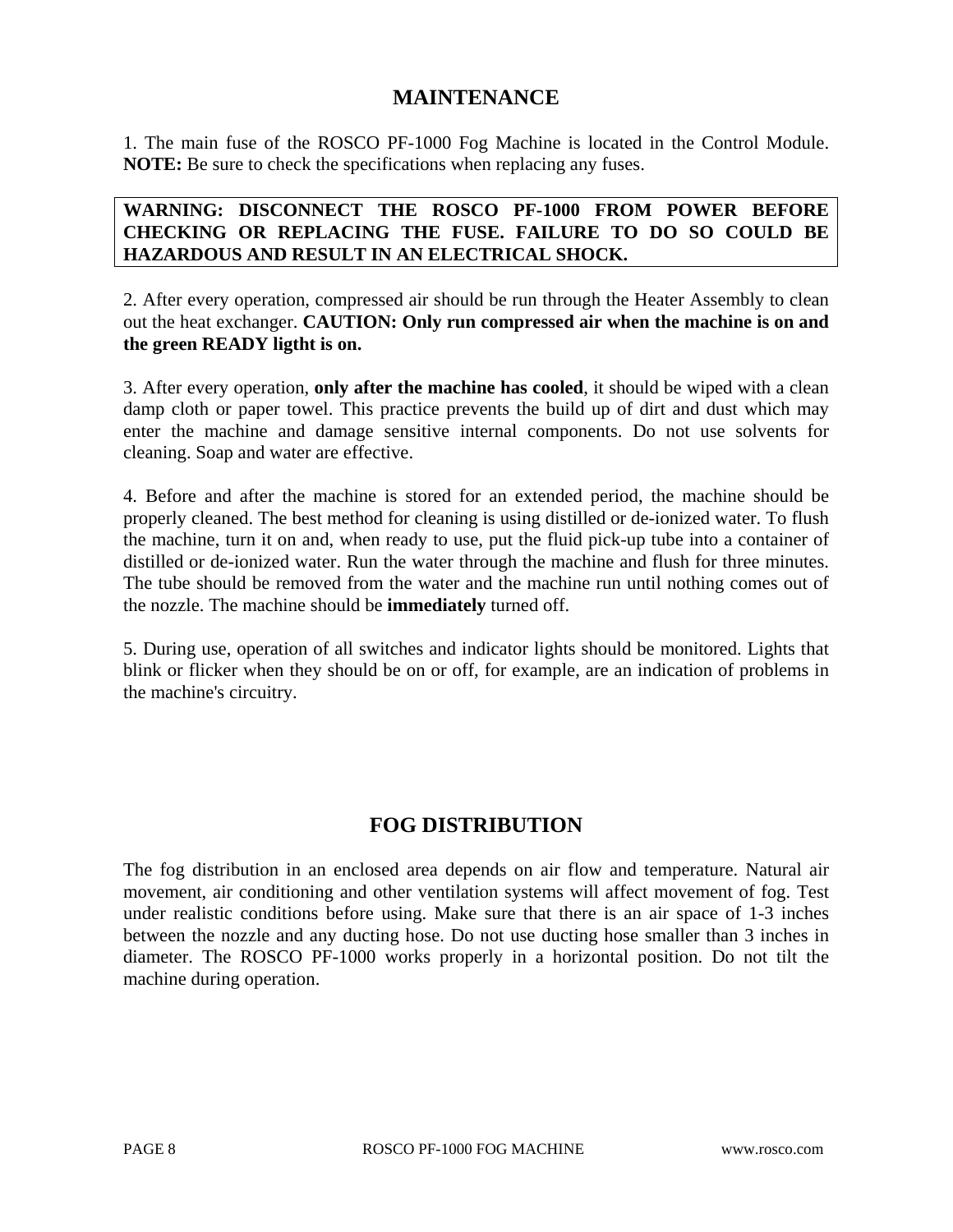## MAINTENANCE

1. The main fuse of the ROSCO PF-1000 Fog Machine is located in the Control Module. **NOTE:** Be sure to check the specifications when replacing any fuses.

**WARNING: DISCONNECT THE ROSCO PF-1000 FROM POWER BEFORE CHECKING OR REPLACING THE FUSE. FAILURE TO DO SO COULD BE HAZARDOUS AND RESULT IN AN ELECTRICAL SHOCK.**

2. After every operation, compressed air should be run through the Heater Assembly to clean out the heat exchanger. **CAUTION: Only run compressed air when the machine is on and the green READY ligtht is on.**

3. After every operation, **only after the machine has cooled**, it should be wiped with a clean damp cloth or paper towel. This practice prevents the build up of dirt and dust which may enter the machine and damage sensitive internal components. Do not use solvents for cleaning. Soap and water are effective.

4. Before and after the machine is stored for an extended period, the machine should be properly cleaned. The best method for cleaning is using distilled or de-ionized water. To flush the machine, turn it on and, when ready to use, put the fluid pick-up tube into a container of distilled or de-ionized water. Run the water through the machine and flush for three minutes. The tube should be removed from the water and the machine run until nothing comes out of the nozzle. The machine should be **immediately** turned off.

5. During use, operation of all switches and indicator lights should be monitored. Lights that blink or flicker when they should be on or off, for example, are an indication of problems in the machine's circuitry.

## FOG DISTRIBUTION

The fog distribution in an enclosed area depends on air flow and temperature. Natural air movement, air conditioning and other ventilation systems will affect movement of fog. Test under realistic conditions before using. Make sure that there is an air space of 1-3 inches between the nozzle and any ducting hose. Do not use ducting hose smaller than 3 inches in diameter. The ROSCO PF-1000 works properly in a horizontal position. Do not tilt the machine during operation.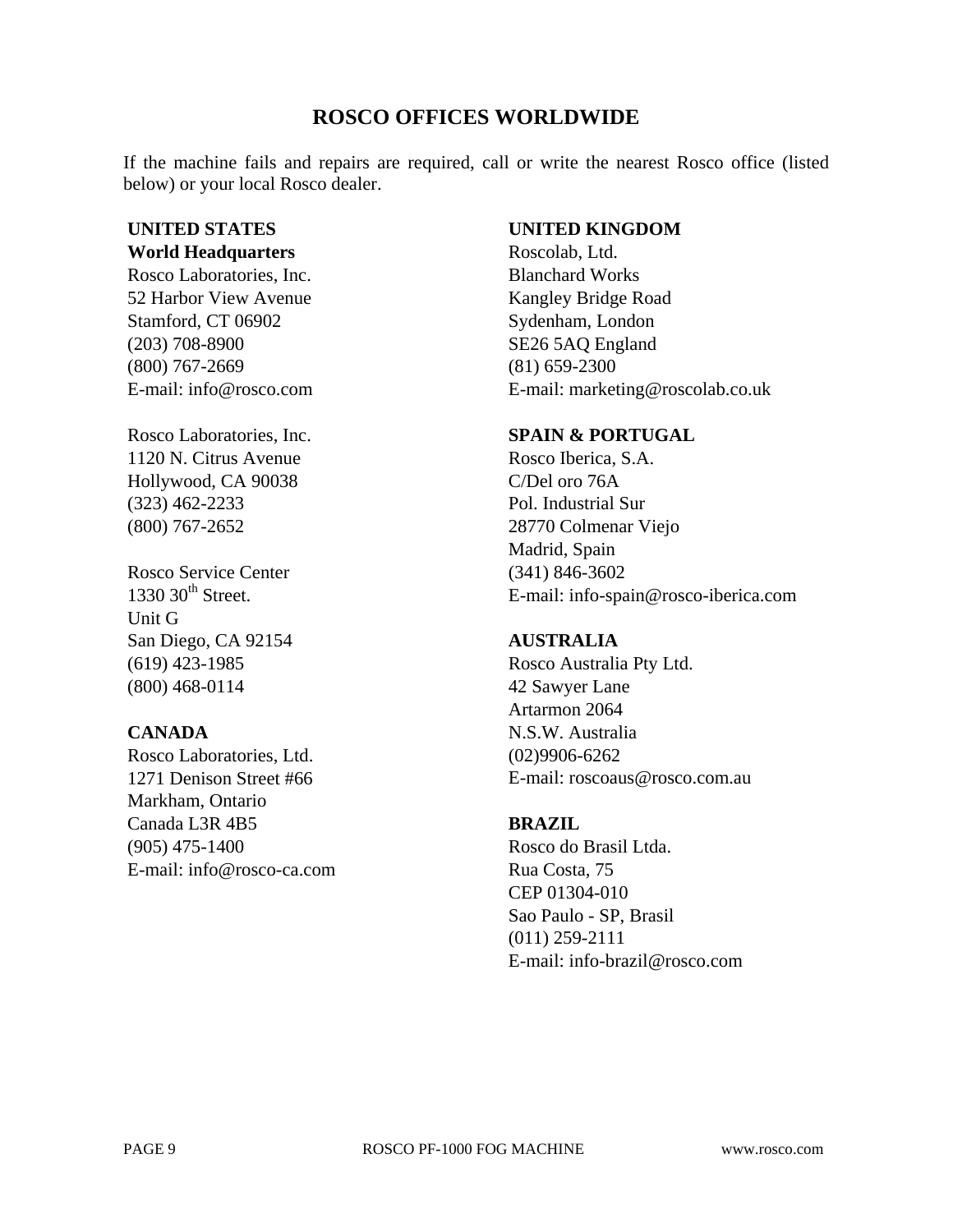# ROSCO OFFICES WORLDWIDE

If the machine fails and repairs are required, call or write the nearest Rosco office (listed below) or your local Rosco dealer.

**UNITED STATES**
**World Headquarters**
Rosco Laboratories, Inc.
52 Harbor View Avenue
Stamford, CT 06902
(203) 708-8900
(800) 767-2669
E-mail: info@rosco.com

Rosco Laboratories, Inc.
1120 N. Citrus Avenue
Hollywood, CA 90038
(323) 462-2233
(800) 767-2652

Rosco Service Center
1330 30th Street.
Unit G
San Diego, CA 92154
(619) 423-1985
(800) 468-0114

**CANADA**
Rosco Laboratories, Ltd.
1271 Denison Street #66
Markham, Ontario
Canada L3R 4B5
(905) 475-1400
E-mail: info@rosco-ca.com

**UNITED KINGDOM**
Roscolab, Ltd.
Blanchard Works
Kangley Bridge Road
Sydenham, London
SE26 5AQ England
(81) 659-2300
E-mail: marketing@roscolab.co.uk

**SPAIN & PORTUGAL**
Rosco Iberica, S.A.
C/Del oro 76A
Pol. Industrial Sur
28770 Colmenar Viejo
Madrid, Spain
(341) 846-3602
E-mail: info-spain@rosco-iberica.com

**AUSTRALIA**
Rosco Australia Pty Ltd.
42 Sawyer Lane
Artarmon 2064
N.S.W. Australia
(02)9906-6262
E-mail: roscoaus@rosco.com.au

**BRAZIL**
Rosco do Brasil Ltda.
Rua Costa, 75
CEP 01304-010
Sao Paulo - SP, Brasil
(011) 259-2111
E-mail: info-brazil@rosco.com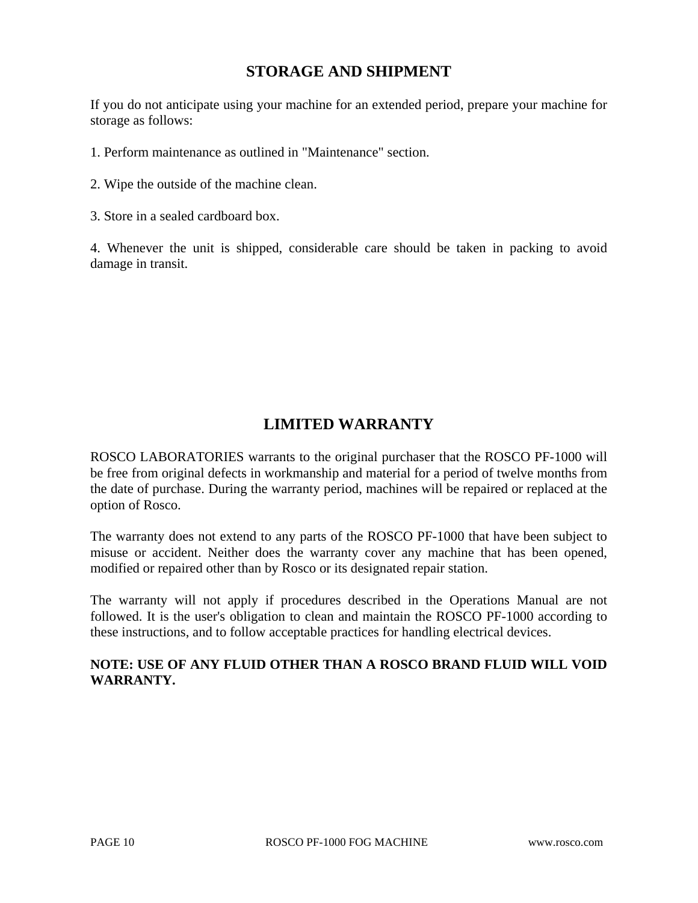## STORAGE AND SHIPMENT

If you do not anticipate using your machine for an extended period, prepare your machine for storage as follows:

1. Perform maintenance as outlined in "Maintenance" section.

2. Wipe the outside of the machine clean.

3. Store in a sealed cardboard box.

4. Whenever the unit is shipped, considerable care should be taken in packing to avoid damage in transit.

## LIMITED WARRANTY

ROSCO LABORATORIES warrants to the original purchaser that the ROSCO PF-1000 will be free from original defects in workmanship and material for a period of twelve months from the date of purchase. During the warranty period, machines will be repaired or replaced at the option of Rosco.

The warranty does not extend to any parts of the ROSCO PF-1000 that have been subject to misuse or accident. Neither does the warranty cover any machine that has been opened, modified or repaired other than by Rosco or its designated repair station.

The warranty will not apply if procedures described in the Operations Manual are not followed. It is the user's obligation to clean and maintain the ROSCO PF-1000 according to these instructions, and to follow acceptable practices for handling electrical devices.

**NOTE: USE OF ANY FLUID OTHER THAN A ROSCO BRAND FLUID WILL VOID WARRANTY.**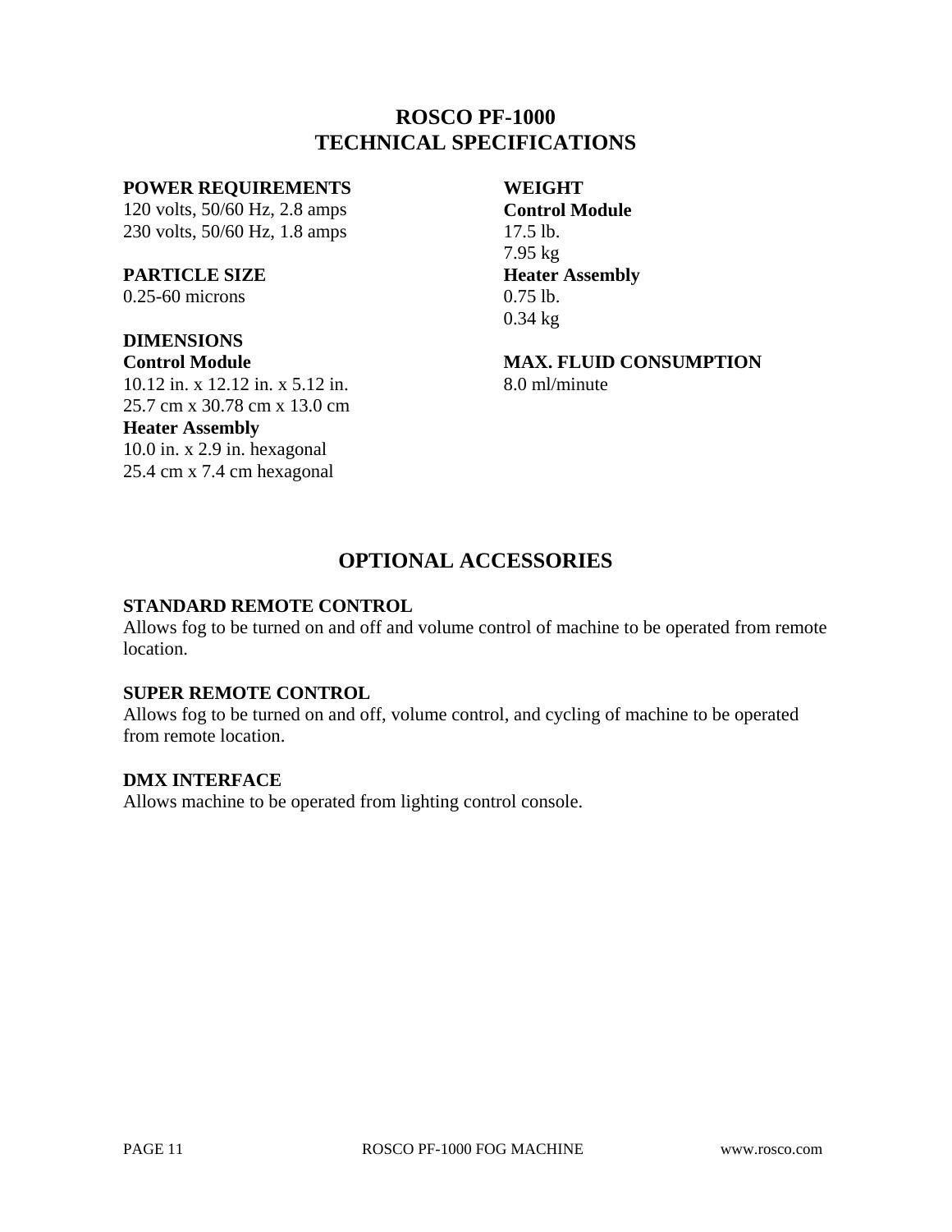# ROSCO PF-1000
# TECHNICAL SPECIFICATIONS

**POWER REQUIREMENTS**
120 volts, 50/60 Hz, 2.8 amps
230 volts, 50/60 Hz, 1.8 amps

**PARTICLE SIZE**
0.25-60 microns

**DIMENSIONS**
**Control Module**
10.12 in. x 12.12 in. x 5.12 in.
25.7 cm x 30.78 cm x 13.0 cm
**Heater Assembly**
10.0 in. x 2.9 in. hexagonal
25.4 cm x 7.4 cm hexagonal

**WEIGHT**
**Control Module**
17.5 lb.
7.95 kg
**Heater Assembly**
0.75 lb.
0.34 kg

**MAX. FLUID CONSUMPTION**
8.0 ml/minute

## OPTIONAL ACCESSORIES

**STANDARD REMOTE CONTROL**
Allows fog to be turned on and off and volume control of machine to be operated from remote location.

**SUPER REMOTE CONTROL**
Allows fog to be turned on and off, volume control, and cycling of machine to be operated from remote location.

**DMX INTERFACE**
Allows machine to be operated from lighting control console.